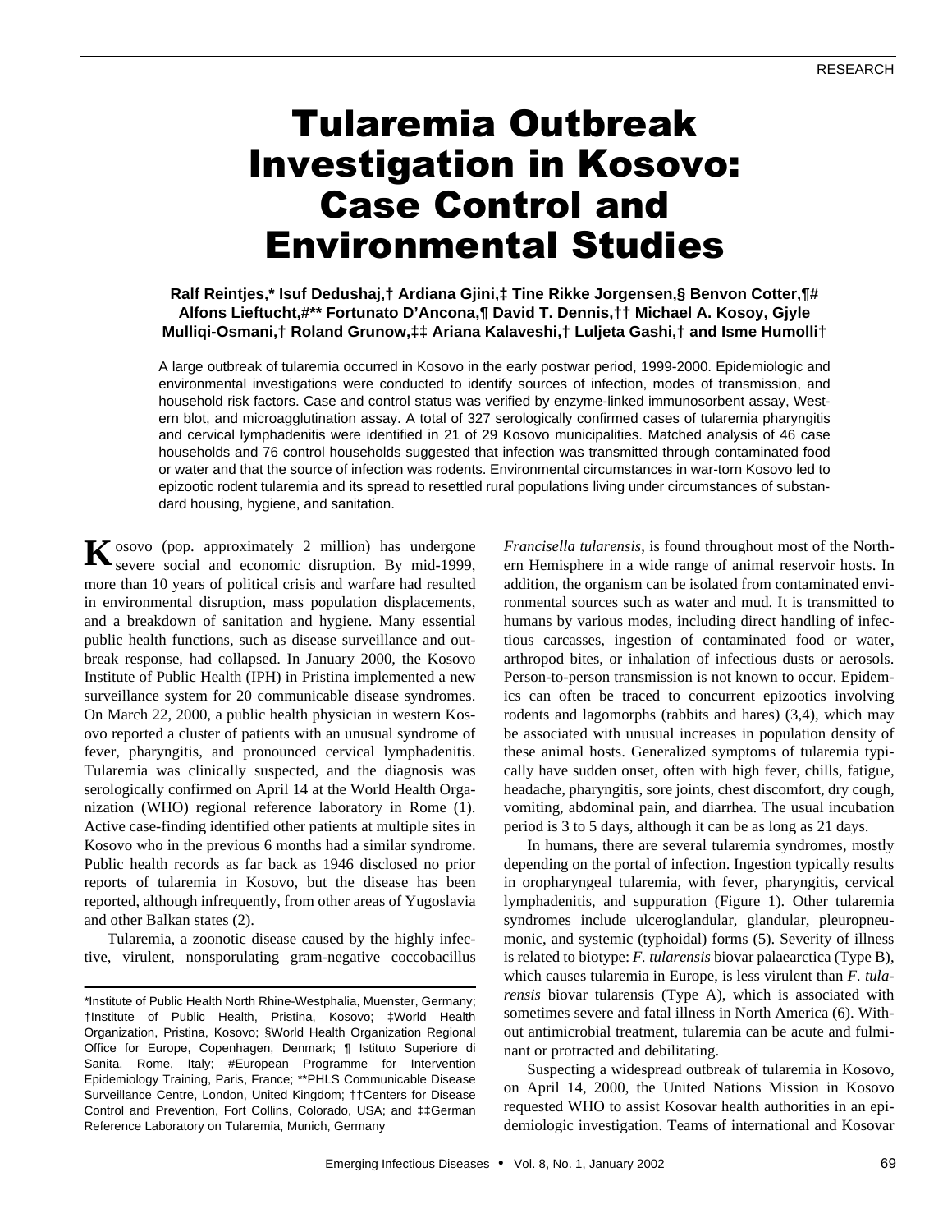RESEARCH

# Tularemia Outbreak Investigation in Kosovo: Case Control and Environmental Studies

**Ralf Reintjes,* Isuf Dedushaj,† Ardiana Gjini,‡ Tine Rikke Jorgensen,§ Benvon Cotter,¶# Alfons Lieftucht,#** Fortunato D'Ancona,¶ David T. Dennis,†† Michael A. Kosoy, Gjyle Mulliqi-Osmani,† Roland Grunow,‡‡ Ariana Kalaveshi,† Luljeta Gashi,† and Isme Humolli†**

A large outbreak of tularemia occurred in Kosovo in the early postwar period, 1999-2000. Epidemiologic and environmental investigations were conducted to identify sources of infection, modes of transmission, and household risk factors. Case and control status was verified by enzyme-linked immunosorbent assay, Western blot, and microagglutination assay. A total of 327 serologically confirmed cases of tularemia pharyngitis and cervical lymphadenitis were identified in 21 of 29 Kosovo municipalities. Matched analysis of 46 case households and 76 control households suggested that infection was transmitted through contaminated food or water and that the source of infection was rodents. Environmental circumstances in war-torn Kosovo led to epizootic rodent tularemia and its spread to resettled rural populations living under circumstances of substandard housing, hygiene, and sanitation.

Kosovo (pop. approximately 2 million) has undergone severe social and economic disruption. By mid-1999, more than 10 years of political crisis and warfare had resulted in environmental disruption, mass population displacements, and a breakdown of sanitation and hygiene. Many essential public health functions, such as disease surveillance and outbreak response, had collapsed. In January 2000, the Kosovo Institute of Public Health (IPH) in Pristina implemented a new surveillance system for 20 communicable disease syndromes. On March 22, 2000, a public health physician in western Kosovo reported a cluster of patients with an unusual syndrome of fever, pharyngitis, and pronounced cervical lymphadenitis. Tularemia was clinically suspected, and the diagnosis was serologically confirmed on April 14 at the World Health Organization (WHO) regional reference laboratory in Rome (1). Active case-finding identified other patients at multiple sites in Kosovo who in the previous 6 months had a similar syndrome. Public health records as far back as 1946 disclosed no prior reports of tularemia in Kosovo, but the disease has been reported, although infrequently, from other areas of Yugoslavia and other Balkan states (2).

Tularemia, a zoonotic disease caused by the highly infective, virulent, nonsporulating gram-negative coccobacillus *Francisella tularensis*, is found throughout most of the Northern Hemisphere in a wide range of animal reservoir hosts. In addition, the organism can be isolated from contaminated environmental sources such as water and mud. It is transmitted to humans by various modes, including direct handling of infectious carcasses, ingestion of contaminated food or water, arthropod bites, or inhalation of infectious dusts or aerosols. Person-to-person transmission is not known to occur. Epidemics can often be traced to concurrent epizootics involving rodents and lagomorphs (rabbits and hares) (3,4), which may be associated with unusual increases in population density of these animal hosts. Generalized symptoms of tularemia typically have sudden onset, often with high fever, chills, fatigue, headache, pharyngitis, sore joints, chest discomfort, dry cough, vomiting, abdominal pain, and diarrhea. The usual incubation period is 3 to 5 days, although it can be as long as 21 days.

In humans, there are several tularemia syndromes, mostly depending on the portal of infection. Ingestion typically results in oropharyngeal tularemia, with fever, pharyngitis, cervical lymphadenitis, and suppuration (Figure 1). Other tularemia syndromes include ulceroglandular, glandular, pleuropneumonic, and systemic (typhoidal) forms (5). Severity of illness is related to biotype: *F. tularensis* biovar palaearctica (Type B), which causes tularemia in Europe, is less virulent than *F. tularensis* biovar tularensis (Type A), which is associated with sometimes severe and fatal illness in North America (6). Without antimicrobial treatment, tularemia can be acute and fulminant or protracted and debilitating.

Suspecting a widespread outbreak of tularemia in Kosovo, on April 14, 2000, the United Nations Mission in Kosovo requested WHO to assist Kosovar health authorities in an epidemiologic investigation. Teams of international and Kosovar

---

*Institute of Public Health North Rhine-Westphalia, Muenster, Germany; †Institute of Public Health, Pristina, Kosovo; ‡World Health Organization, Pristina, Kosovo; §World Health Organization Regional Office for Europe, Copenhagen, Denmark; ¶ Istituto Superiore di Sanita, Rome, Italy; #European Programme for Intervention Epidemiology Training, Paris, France; **PHLS Communicable Disease Surveillance Centre, London, United Kingdom; ††Centers for Disease Control and Prevention, Fort Collins, Colorado, USA; and ‡‡German Reference Laboratory on Tularemia, Munich, Germany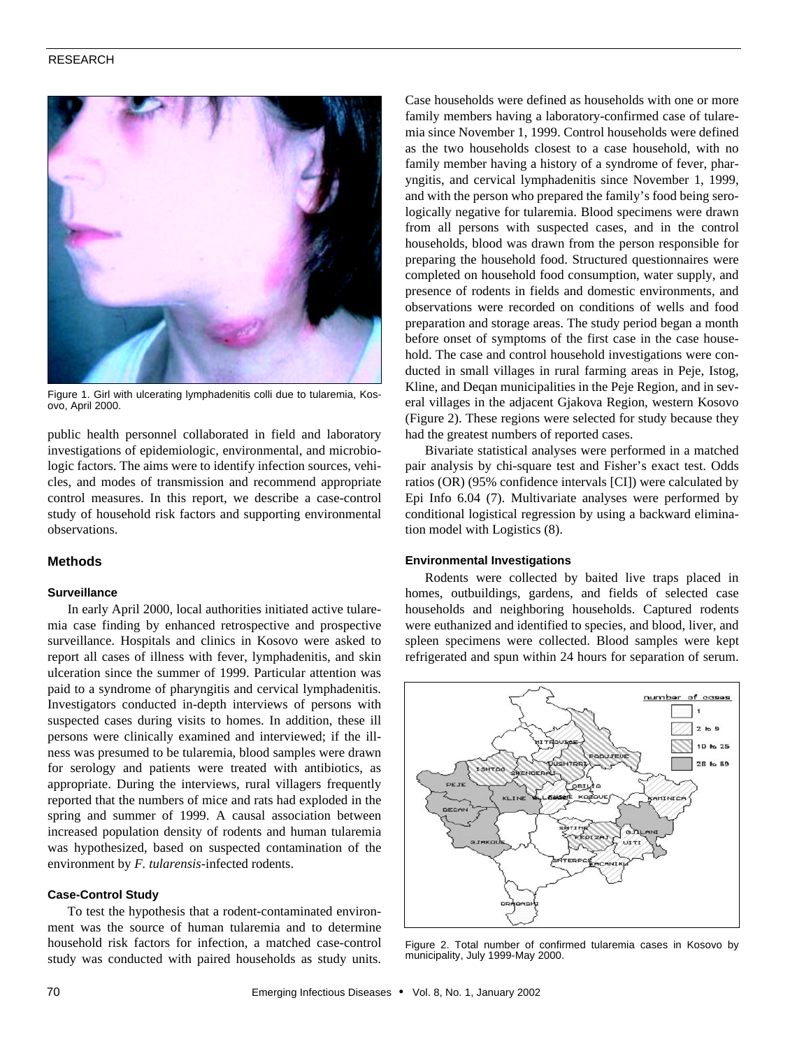Figure 1. Girl with ulcerating lymphadenitis colli due to tularemia, Kosovo, April 2000.

public health personnel collaborated in field and laboratory investigations of epidemiologic, environmental, and microbiologic factors. The aims were to identify infection sources, vehicles, and modes of transmission and recommend appropriate control measures. In this report, we describe a case-control study of household risk factors and supporting environmental observations.

## Methods

### Surveillance

In early April 2000, local authorities initiated active tularemia case finding by enhanced retrospective and prospective surveillance. Hospitals and clinics in Kosovo were asked to report all cases of illness with fever, lymphadenitis, and skin ulceration since the summer of 1999. Particular attention was paid to a syndrome of pharyngitis and cervical lymphadenitis. Investigators conducted in-depth interviews of persons with suspected cases during visits to homes. In addition, these ill persons were clinically examined and interviewed; if the illness was presumed to be tularemia, blood samples were drawn for serology and patients were treated with antibiotics, as appropriate. During the interviews, rural villagers frequently reported that the numbers of mice and rats had exploded in the spring and summer of 1999. A causal association between increased population density of rodents and human tularemia was hypothesized, based on suspected contamination of the environment by *F. tularensis*-infected rodents.

### Case-Control Study

To test the hypothesis that a rodent-contaminated environment was the source of human tularemia and to determine household risk factors for infection, a matched case-control study was conducted with paired households as study units. Case households were defined as households with one or more family members having a laboratory-confirmed case of tularemia since November 1, 1999. Control households were defined as the two households closest to a case household, with no family member having a history of a syndrome of fever, pharyngitis, and cervical lymphadenitis since November 1, 1999, and with the person who prepared the family's food being serologically negative for tularemia. Blood specimens were drawn from all persons with suspected cases, and in the control households, blood was drawn from the person responsible for preparing the household food. Structured questionnaires were completed on household food consumption, water supply, and presence of rodents in fields and domestic environments, and observations were recorded on conditions of wells and food preparation and storage areas. The study period began a month before onset of symptoms of the first case in the case household. The case and control household investigations were conducted in small villages in rural farming areas in Peje, Istog, Kline, and Deqan municipalities in the Peje Region, and in several villages in the adjacent Gjakova Region, western Kosovo (Figure 2). These regions were selected for study because they had the greatest numbers of reported cases.

Bivariate statistical analyses were performed in a matched pair analysis by chi-square test and Fisher's exact test. Odds ratios (OR) (95% confidence intervals [CI]) were calculated by Epi Info 6.04 (7). Multivariate analyses were performed by conditional logistical regression by using a backward elimination model with Logistics (8).

### Environmental Investigations

Rodents were collected by baited live traps placed in homes, outbuildings, gardens, and fields of selected case households and neighboring households. Captured rodents were euthanized and identified to species, and blood, liver, and spleen specimens were collected. Blood samples were kept refrigerated and spun within 24 hours for separation of serum.

Figure 2. Total number of confirmed tularemia cases in Kosovo by municipality, July 1999-May 2000.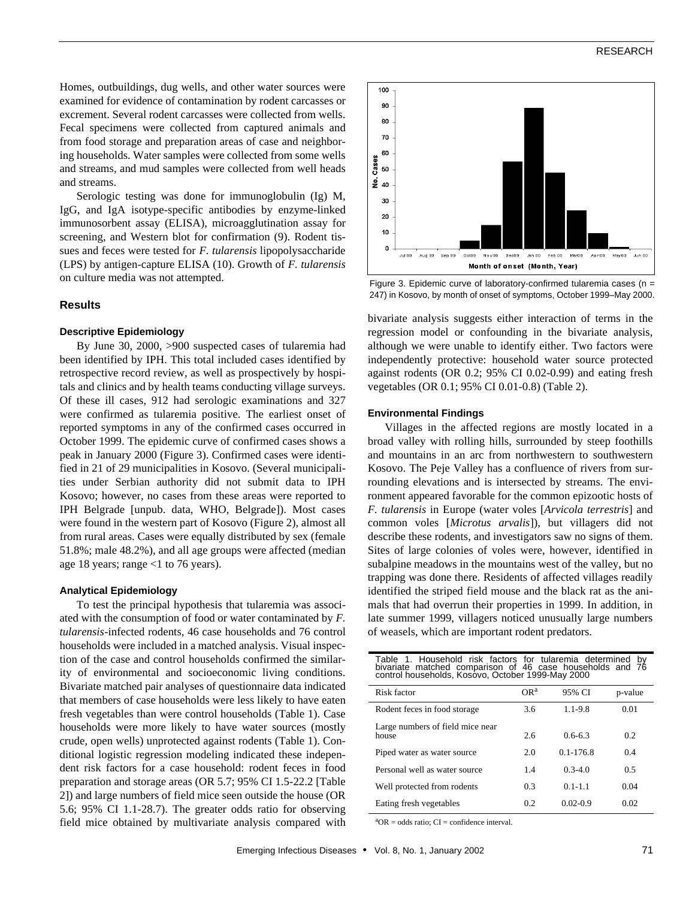Homes, outbuildings, dug wells, and other water sources were examined for evidence of contamination by rodent carcasses or excrement. Several rodent carcasses were collected from wells. Fecal specimens were collected from captured animals and from food storage and preparation areas of case and neighboring households. Water samples were collected from some wells and streams, and mud samples were collected from well heads and streams.

Serologic testing was done for immunoglobulin (Ig) M, IgG, and IgA isotype-specific antibodies by enzyme-linked immunosorbent assay (ELISA), microagglutination assay for screening, and Western blot for confirmation (9). Rodent tissues and feces were tested for *F. tularensis* lipopolysaccharide (LPS) by antigen-capture ELISA (10). Growth of *F. tularensis* on culture media was not attempted.

## Results

### Descriptive Epidemiology

By June 30, 2000, >900 suspected cases of tularemia had been identified by IPH. This total included cases identified by retrospective record review, as well as prospectively by hospitals and clinics and by health teams conducting village surveys. Of these ill cases, 912 had serologic examinations and 327 were confirmed as tularemia positive. The earliest onset of reported symptoms in any of the confirmed cases occurred in October 1999. The epidemic curve of confirmed cases shows a peak in January 2000 (Figure 3). Confirmed cases were identified in 21 of 29 municipalities in Kosovo. (Several municipalities under Serbian authority did not submit data to IPH Kosovo; however, no cases from these areas were reported to IPH Belgrade [unpub. data, WHO, Belgrade]). Most cases were found in the western part of Kosovo (Figure 2), almost all from rural areas. Cases were equally distributed by sex (female 51.8%; male 48.2%), and all age groups were affected (median age 18 years; range <1 to 76 years).

### Analytical Epidemiology

To test the principal hypothesis that tularemia was associated with the consumption of food or water contaminated by *F. tularensis*-infected rodents, 46 case households and 76 control households were included in a matched analysis. Visual inspection of the case and control households confirmed the similarity of environmental and socioeconomic living conditions. Bivariate matched pair analyses of questionnaire data indicated that members of case households were less likely to have eaten fresh vegetables than were control households (Table 1). Case households were more likely to have water sources (mostly crude, open wells) unprotected against rodents (Table 1). Conditional logistic regression modeling indicated these independent risk factors for a case household: rodent feces in food preparation and storage areas (OR 5.7; 95% CI 1.5-22.2 [Table 2]) and large numbers of field mice seen outside the house (OR 5.6; 95% CI 1.1-28.7). The greater odds ratio for observing field mice obtained by multivariate analysis compared with bivariate analysis suggests either interaction of terms in the regression model or confounding in the bivariate analysis, although we were unable to identify either. Two factors were independently protective: household water source protected against rodents (OR 0.2; 95% CI 0.02-0.99) and eating fresh vegetables (OR 0.1; 95% CI 0.01-0.8) (Table 2).

Figure 3. Epidemic curve of laboratory-confirmed tularemia cases (n = 247) in Kosovo, by month of onset of symptoms, October 1999–May 2000.

### Environmental Findings

Villages in the affected regions are mostly located in a broad valley with rolling hills, surrounded by steep foothills and mountains in an arc from northwestern to southwestern Kosovo. The Peje Valley has a confluence of rivers from surrounding elevations and is intersected by streams. The environment appeared favorable for the common epizootic hosts of *F. tularensis* in Europe (water voles [*Arvicola terrestris*] and common voles [*Microtus arvalis*]), but villagers did not describe these rodents, and investigators saw no signs of them. Sites of large colonies of voles were, however, identified in subalpine meadows in the mountains west of the valley, but no trapping was done there. Residents of affected villages readily identified the striped field mouse and the black rat as the animals that had overrun their properties in 1999. In addition, in late summer 1999, villagers noticed unusually large numbers of weasels, which are important rodent predators.

Table 1. Household risk factors for tularemia determined by bivariate matched comparison of 46 case households and 76 control households, Kosovo, October 1999-May 2000

| Risk factor | OR[a] | 95% CI | p-value |
|---|---|---|---|
| Rodent feces in food storage | 3.6 | 1.1-9.8 | 0.01 |
| Large numbers of field mice near house | 2.6 | 0.6-6.3 | 0.2 |
| Piped water as water source | 2.0 | 0.1-176.8 | 0.4 |
| Personal well as water source | 1.4 | 0.3-4.0 | 0.5 |
| Well protected from rodents | 0.3 | 0.1-1.1 | 0.04 |
| Eating fresh vegetables | 0.2 | 0.02-0.9 | 0.02 |

[a]OR = odds ratio; CI = confidence interval.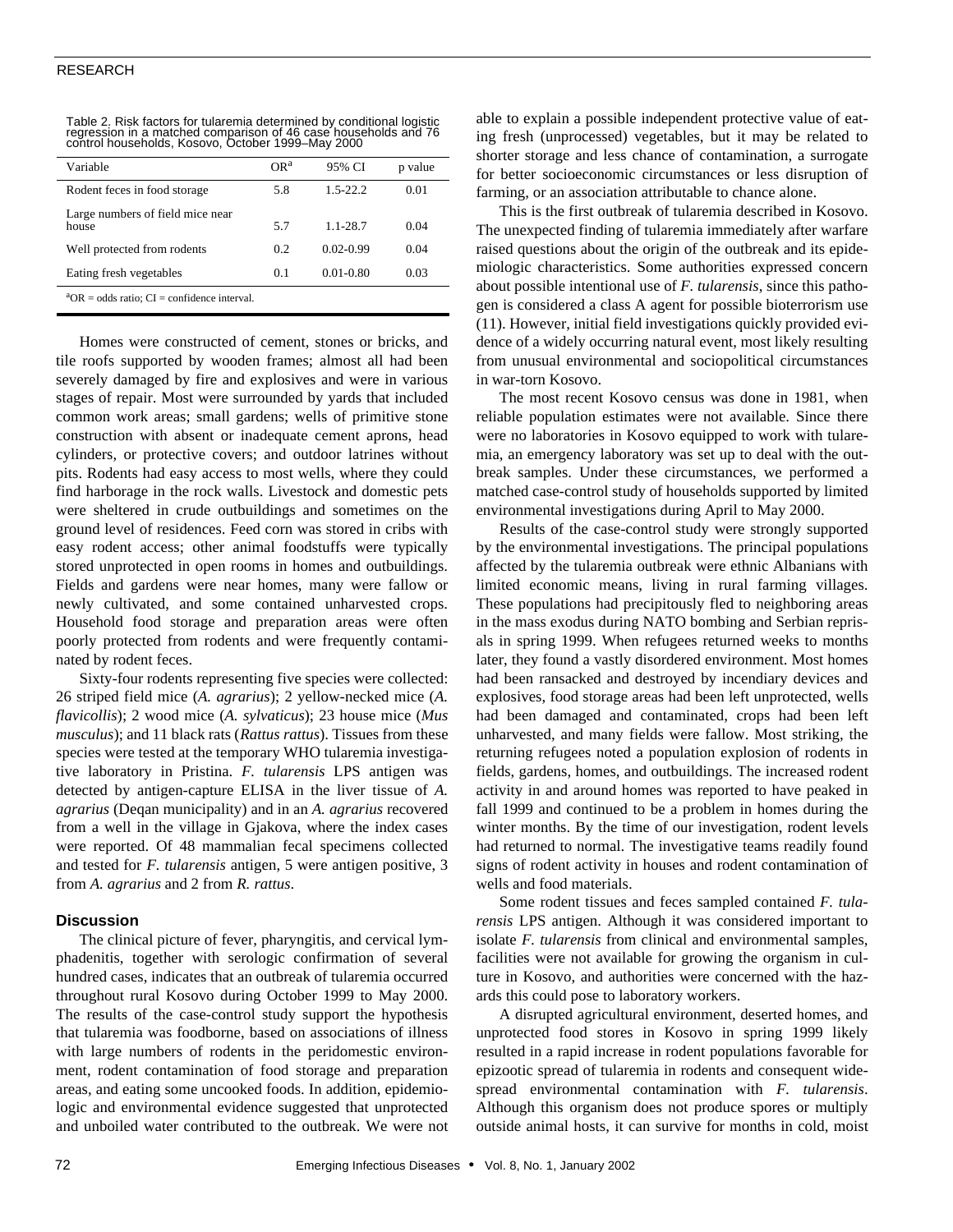Table 2. Risk factors for tularemia determined by conditional logistic regression in a matched comparison of 46 case households and 76 control households, Kosovo, October 1999–May 2000

| Variable | OR[a] | 95% CI | p value |
|---|---|---|---|
| Rodent feces in food storage | 5.8 | 1.5-22.2 | 0.01 |
| Large numbers of field mice near house | 5.7 | 1.1-28.7 | 0.04 |
| Well protected from rodents | 0.2 | 0.02-0.99 | 0.04 |
| Eating fresh vegetables | 0.1 | 0.01-0.80 | 0.03 |

[a]OR = odds ratio; CI = confidence interval.

Homes were constructed of cement, stones or bricks, and tile roofs supported by wooden frames; almost all had been severely damaged by fire and explosives and were in various stages of repair. Most were surrounded by yards that included common work areas; small gardens; wells of primitive stone construction with absent or inadequate cement aprons, head cylinders, or protective covers; and outdoor latrines without pits. Rodents had easy access to most wells, where they could find harborage in the rock walls. Livestock and domestic pets were sheltered in crude outbuildings and sometimes on the ground level of residences. Feed corn was stored in cribs with easy rodent access; other animal foodstuffs were typically stored unprotected in open rooms in homes and outbuildings. Fields and gardens were near homes, many were fallow or newly cultivated, and some contained unharvested crops. Household food storage and preparation areas were often poorly protected from rodents and were frequently contaminated by rodent feces.

Sixty-four rodents representing five species were collected: 26 striped field mice (*A. agrarius*); 2 yellow-necked mice (*A. flavicollis*); 2 wood mice (*A. sylvaticus*); 23 house mice (*Mus musculus*); and 11 black rats (*Rattus rattus*). Tissues from these species were tested at the temporary WHO tularemia investigative laboratory in Pristina. *F. tularensis* LPS antigen was detected by antigen-capture ELISA in the liver tissue of *A. agrarius* (Deqan municipality) and in an *A. agrarius* recovered from a well in the village in Gjakova, where the index cases were reported. Of 48 mammalian fecal specimens collected and tested for *F. tularensis* antigen, 5 were antigen positive, 3 from *A. agrarius* and 2 from *R. rattus*.

## Discussion

The clinical picture of fever, pharyngitis, and cervical lymphadenitis, together with serologic confirmation of several hundred cases, indicates that an outbreak of tularemia occurred throughout rural Kosovo during October 1999 to May 2000. The results of the case-control study support the hypothesis that tularemia was foodborne, based on associations of illness with large numbers of rodents in the peridomestic environment, rodent contamination of food storage and preparation areas, and eating some uncooked foods. In addition, epidemiologic and environmental evidence suggested that unprotected and unboiled water contributed to the outbreak. We were not able to explain a possible independent protective value of eating fresh (unprocessed) vegetables, but it may be related to shorter storage and less chance of contamination, a surrogate for better socioeconomic circumstances or less disruption of farming, or an association attributable to chance alone.

This is the first outbreak of tularemia described in Kosovo. The unexpected finding of tularemia immediately after warfare raised questions about the origin of the outbreak and its epidemiologic characteristics. Some authorities expressed concern about possible intentional use of *F. tularensis*, since this pathogen is considered a class A agent for possible bioterrorism use (11). However, initial field investigations quickly provided evidence of a widely occurring natural event, most likely resulting from unusual environmental and sociopolitical circumstances in war-torn Kosovo.

The most recent Kosovo census was done in 1981, when reliable population estimates were not available. Since there were no laboratories in Kosovo equipped to work with tularemia, an emergency laboratory was set up to deal with the outbreak samples. Under these circumstances, we performed a matched case-control study of households supported by limited environmental investigations during April to May 2000.

Results of the case-control study were strongly supported by the environmental investigations. The principal populations affected by the tularemia outbreak were ethnic Albanians with limited economic means, living in rural farming villages. These populations had precipitously fled to neighboring areas in the mass exodus during NATO bombing and Serbian reprisals in spring 1999. When refugees returned weeks to months later, they found a vastly disordered environment. Most homes had been ransacked and destroyed by incendiary devices and explosives, food storage areas had been left unprotected, wells had been damaged and contaminated, crops had been left unharvested, and many fields were fallow. Most striking, the returning refugees noted a population explosion of rodents in fields, gardens, homes, and outbuildings. The increased rodent activity in and around homes was reported to have peaked in fall 1999 and continued to be a problem in homes during the winter months. By the time of our investigation, rodent levels had returned to normal. The investigative teams readily found signs of rodent activity in houses and rodent contamination of wells and food materials.

Some rodent tissues and feces sampled contained *F. tularensis* LPS antigen. Although it was considered important to isolate *F. tularensis* from clinical and environmental samples, facilities were not available for growing the organism in culture in Kosovo, and authorities were concerned with the hazards this could pose to laboratory workers.

A disrupted agricultural environment, deserted homes, and unprotected food stores in Kosovo in spring 1999 likely resulted in a rapid increase in rodent populations favorable for epizootic spread of tularemia in rodents and consequent widespread environmental contamination with *F. tularensis*. Although this organism does not produce spores or multiply outside animal hosts, it can survive for months in cold, moist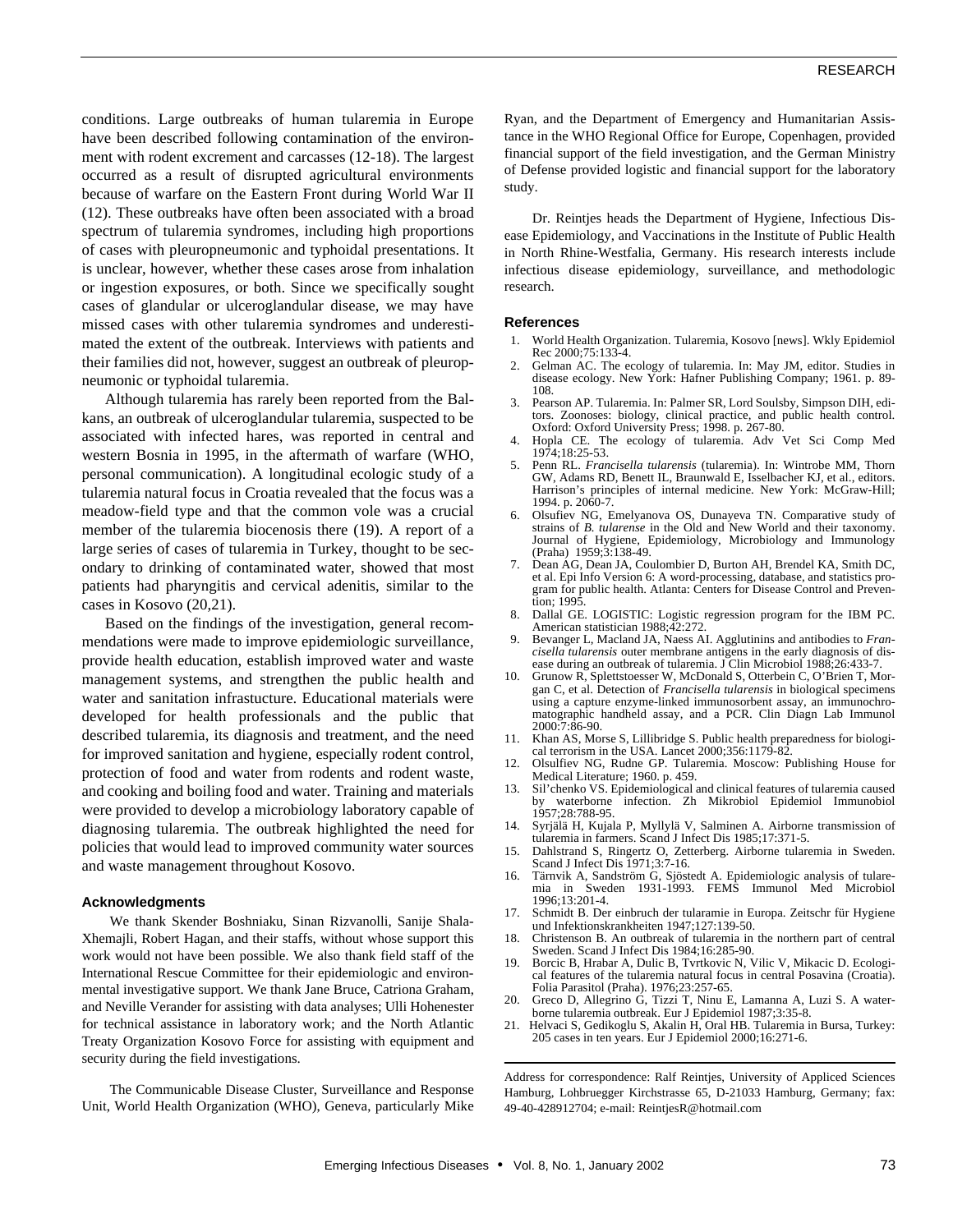conditions. Large outbreaks of human tularemia in Europe have been described following contamination of the environment with rodent excrement and carcasses (12-18). The largest occurred as a result of disrupted agricultural environments because of warfare on the Eastern Front during World War II (12). These outbreaks have often been associated with a broad spectrum of tularemia syndromes, including high proportions of cases with pleuropneumonic and typhoidal presentations. It is unclear, however, whether these cases arose from inhalation or ingestion exposures, or both. Since we specifically sought cases of glandular or ulceroglandular disease, we may have missed cases with other tularemia syndromes and underestimated the extent of the outbreak. Interviews with patients and their families did not, however, suggest an outbreak of pleuropneumonic or typhoidal tularemia.

Although tularemia has rarely been reported from the Balkans, an outbreak of ulceroglandular tularemia, suspected to be associated with infected hares, was reported in central and western Bosnia in 1995, in the aftermath of warfare (WHO, personal communication). A longitudinal ecologic study of a tularemia natural focus in Croatia revealed that the focus was a meadow-field type and that the common vole was a crucial member of the tularemia biocenosis there (19). A report of a large series of cases of tularemia in Turkey, thought to be secondary to drinking of contaminated water, showed that most patients had pharyngitis and cervical adenitis, similar to the cases in Kosovo (20,21).

Based on the findings of the investigation, general recommendations were made to improve epidemiologic surveillance, provide health education, establish improved water and waste management systems, and strengthen the public health and water and sanitation infrastructure. Educational materials were developed for health professionals and the public that described tularemia, its diagnosis and treatment, and the need for improved sanitation and hygiene, especially rodent control, protection of food and water from rodents and rodent waste, and cooking and boiling food and water. Training and materials were provided to develop a microbiology laboratory capable of diagnosing tularemia. The outbreak highlighted the need for policies that would lead to improved community water sources and waste management throughout Kosovo.

### Acknowledgments

We thank Skender Boshniaku, Sinan Rizvanolli, Sanije Shala-Xhemajli, Robert Hagan, and their staffs, without whose support this work would not have been possible. We also thank field staff of the International Rescue Committee for their epidemiologic and environmental investigative support. We thank Jane Bruce, Catriona Graham, and Neville Verander for assisting with data analyses; Ulli Hohenester for technical assistance in laboratory work; and the North Atlantic Treaty Organization Kosovo Force for assisting with equipment and security during the field investigations.

The Communicable Disease Cluster, Surveillance and Response Unit, World Health Organization (WHO), Geneva, particularly Mike Ryan, and the Department of Emergency and Humanitarian Assistance in the WHO Regional Office for Europe, Copenhagen, provided financial support of the field investigation, and the German Ministry of Defense provided logistic and financial support for the laboratory study.

Dr. Reintjes heads the Department of Hygiene, Infectious Disease Epidemiology, and Vaccinations in the Institute of Public Health in North Rhine-Westfalia, Germany. His research interests include infectious disease epidemiology, surveillance, and methodologic research.

### References

1. World Health Organization. Tularemia, Kosovo [news]. Wkly Epidemiol Rec 2000;75:133-4.
2. Gelman AC. The ecology of tularemia. In: May JM, editor. Studies in disease ecology. New York: Hafner Publishing Company; 1961. p. 89-108.
3. Pearson AP. Tularemia. In: Palmer SR, Lord Soulsby, Simpson DIH, editors. Zoonoses: biology, clinical practice, and public health control. Oxford: Oxford University Press; 1998. p. 267-80.
4. Hopla CE. The ecology of tularemia. Adv Vet Sci Comp Med 1974;18:25-53.
5. Penn RL. *Francisella tularensis* (tularemia). In: Wintrobe MM, Thorn GW, Adams RD, Benett IL, Braunwald E, Isselbacher KJ, et al., editors. Harrison's principles of internal medicine. New York: McGraw-Hill; 1994. p. 2060-7.
6. Olsufiev NG, Emelyanova OS, Dunayeva TN. Comparative study of strains of *B. tularense* in the Old and New World and their taxonomy. Journal of Hygiene, Epidemiology, Microbiology and Immunology (Praha) 1959;3:138-49.
7. Dean AG, Dean JA, Coulombier D, Burton AH, Brendel KA, Smith DC, et al. Epi Info Version 6: A word-processing, database, and statistics program for public health. Atlanta: Centers for Disease Control and Prevention; 1995.
8. Dallal GE. LOGISTIC: Logistic regression program for the IBM PC. American statistician 1988;42:272.
9. Bevanger L, Macland JA, Naess AI. Agglutinins and antibodies to *Francisella tularensis* outer membrane antigens in the early diagnosis of disease during an outbreak of tularemia. J Clin Microbiol 1988;26:433-7.
10. Grunow R, Splettstoesser W, McDonald S, Otterbein C, O'Brien T, Morgan C, et al. Detection of *Francisella tularensis* in biological specimens using a capture enzyme-linked immunosorbent assay, an immunochromatographic handheld assay, and a PCR. Clin Diagn Lab Immunol 2000:7:86-90.
11. Khan AS, Morse S, Lillibridge S. Public health preparedness for biological terrorism in the USA. Lancet 2000;356:1179-82.
12. Olsulfiev NG, Rudne GP. Tularemia. Moscow: Publishing House for Medical Literature; 1960. p. 459.
13. Sil'chenko VS. Epidemiological and clinical features of tularemia caused by waterborne infection. Zh Mikrobiol Epidemiol Immunobiol 1957;28:788-95.
14. Syrjälä H, Kujala P, Myllylä V, Salminen A. Airborne transmission of tularemia in farmers. Scand J Infect Dis 1985;17:371-5.
15. Dahlstrand S, Ringertz O, Zetterberg. Airborne tularemia in Sweden. Scand J Infect Dis 1971;3:7-16.
16. Tärnvik A, Sandström G, Sjöstedt A. Epidemiologic analysis of tularemia in Sweden 1931-1993. FEMS Immunol Med Microbiol 1996;13:201-4.
17. Schmidt B. Der einbruch der tularamie in Europa. Zeitschr für Hygiene und Infektionskrankheiten 1947;127:139-50.
18. Christenson B. An outbreak of tularemia in the northern part of central Sweden. Scand J Infect Dis 1984;16:285-90.
19. Borcic B, Hrabar A, Dulic B, Tvrtkovic N, Vilic V, Mikacic D. Ecological features of the tularemia natural focus in central Posavina (Croatia). Folia Parasitol (Praha). 1976;23:257-65.
20. Greco D, Allegrino G, Tizzi T, Ninu E, Lamanna A, Luzi S. A waterborne tularemia outbreak. Eur J Epidemiol 1987;3:35-8.
21. Helvaci S, Gedikoglu S, Akalin H, Oral HB. Tularemia in Bursa, Turkey: 205 cases in ten years. Eur J Epidemiol 2000;16:271-6.

Address for correspondence: Ralf Reintjes, University of Appliced Sciences Hamburg, Lohbruegger Kirchstrasse 65, D-21033 Hamburg, Germany; fax: 49-40-428912704; e-mail: ReintjesR@hotmail.com